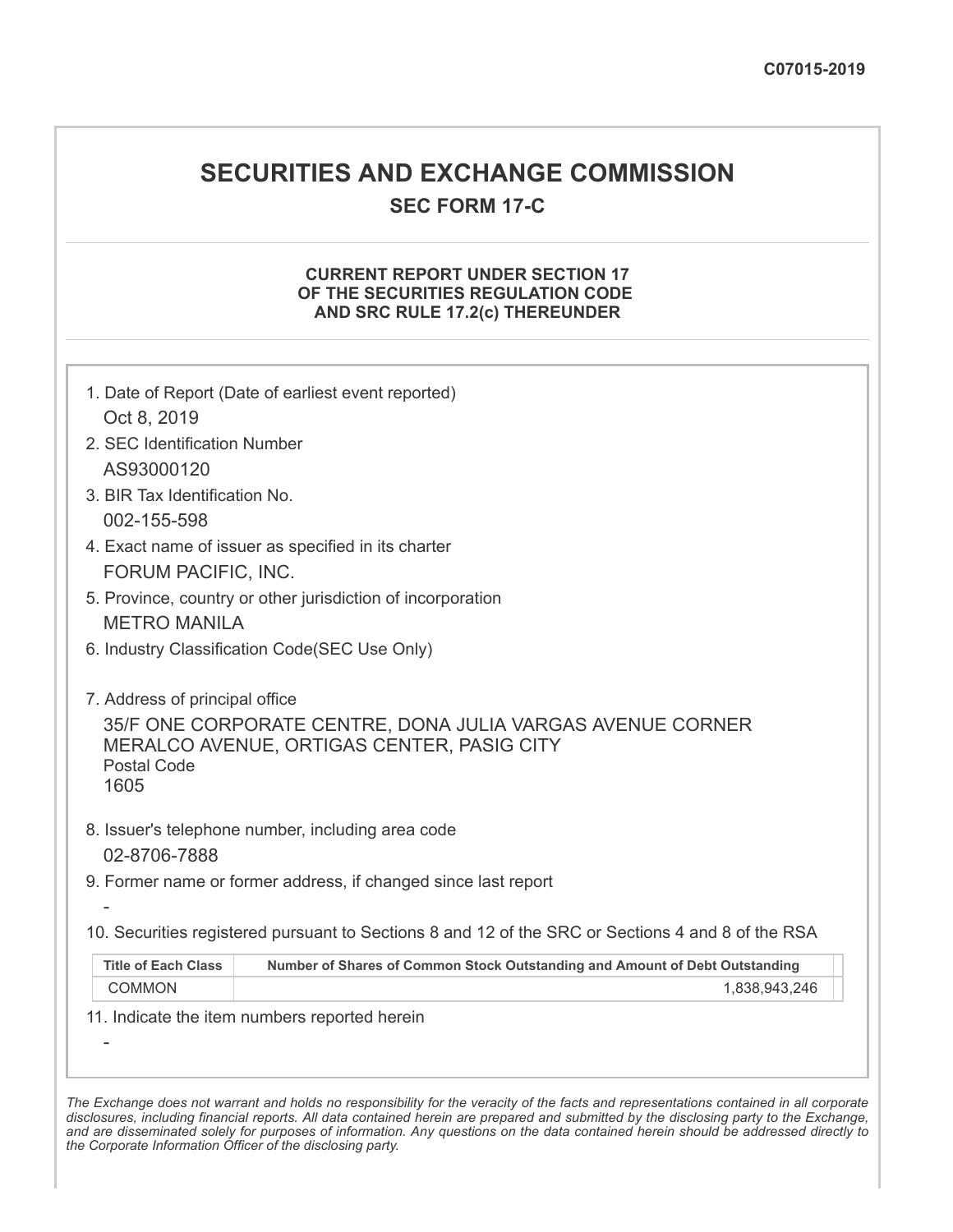C07015-2019

# SECURITIES AND EXCHANGE COMMISSION

## SEC FORM 17-C

### CURRENT REPORT UNDER SECTION 17 OF THE SECURITIES REGULATION CODE AND SRC RULE 17.2(c) THEREUNDER

1. Date of Report (Date of earliest event reported)
   Oct 8, 2019
2. SEC Identification Number
   AS93000120
3. BIR Tax Identification No.
   002-155-598
4. Exact name of issuer as specified in its charter
   FORUM PACIFIC, INC.
5. Province, country or other jurisdiction of incorporation
   METRO MANILA
6. Industry Classification Code(SEC Use Only)

7. Address of principal office
   35/F ONE CORPORATE CENTRE, DONA JULIA VARGAS AVENUE CORNER MERALCO AVENUE, ORTIGAS CENTER, PASIG CITY
   Postal Code
   1605
8. Issuer's telephone number, including area code
   02-8706-7888
9. Former name or former address, if changed since last report
   -
10. Securities registered pursuant to Sections 8 and 12 of the SRC or Sections 4 and 8 of the RSA

| Title of Each Class | Number of Shares of Common Stock Outstanding and Amount of Debt Outstanding |
|---|---|
| COMMON | 1,838,943,246 |

11. Indicate the item numbers reported herein
    -

*The Exchange does not warrant and holds no responsibility for the veracity of the facts and representations contained in all corporate disclosures, including financial reports. All data contained herein are prepared and submitted by the disclosing party to the Exchange, and are disseminated solely for purposes of information. Any questions on the data contained herein should be addressed directly to the Corporate Information Officer of the disclosing party.*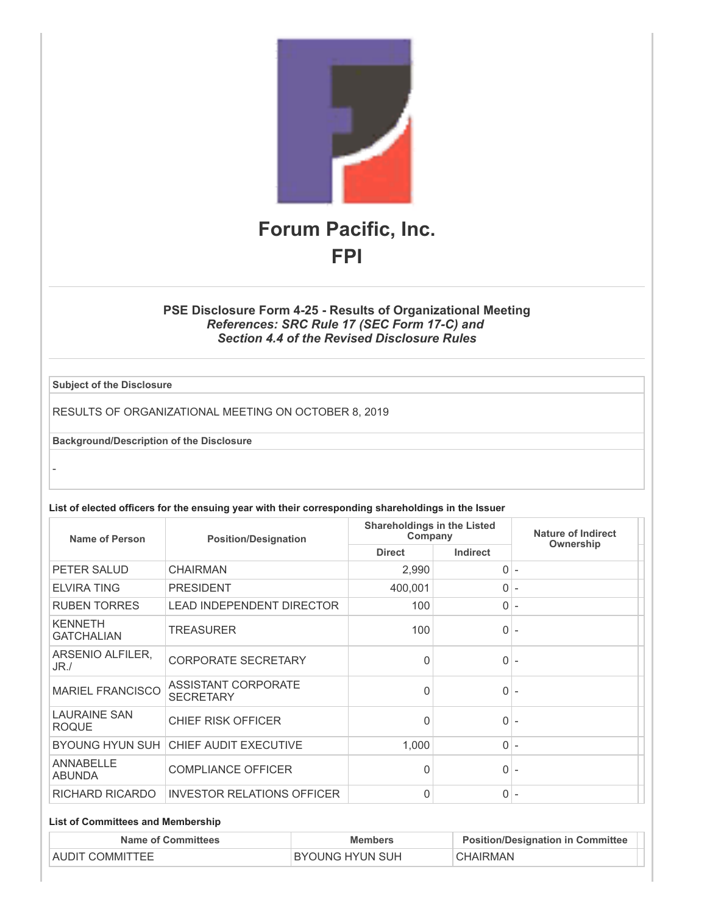# Forum Pacific, Inc.

## FPI

### PSE Disclosure Form 4-25 - Results of Organizational Meeting

***References: SRC Rule 17 (SEC Form 17-C) and Section 4.4 of the Revised Disclosure Rules***

| Subject of the Disclosure |
|---|
| RESULTS OF ORGANIZATIONAL MEETING ON OCTOBER 8, 2019 |
| **Background/Description of the Disclosure** |
| - |

**List of elected officers for the ensuing year with their corresponding shareholdings in the Issuer**

| Name of Person | Position/Designation | Shareholdings in the Listed Company | | Nature of Indirect Ownership |
|---|---|---|---|---|
| | | Direct | Indirect | |
| PETER SALUD | CHAIRMAN | 2,990 | 0 | - |
| ELVIRA TING | PRESIDENT | 400,001 | 0 | - |
| RUBEN TORRES | LEAD INDEPENDENT DIRECTOR | 100 | 0 | - |
| KENNETH GATCHALIAN | TREASURER | 100 | 0 | - |
| ARSENIO ALFILER, JR./ | CORPORATE SECRETARY | 0 | 0 | - |
| MARIEL FRANCISCO | ASSISTANT CORPORATE SECRETARY | 0 | 0 | - |
| LAURAINE SAN ROQUE | CHIEF RISK OFFICER | 0 | 0 | - |
| BYOUNG HYUN SUH | CHIEF AUDIT EXECUTIVE | 1,000 | 0 | - |
| ANNABELLE ABUNDA | COMPLIANCE OFFICER | 0 | 0 | - |
| RICHARD RICARDO | INVESTOR RELATIONS OFFICER | 0 | 0 | - |

**List of Committees and Membership**

| Name of Committees | Members | Position/Designation in Committee |
|---|---|---|
| AUDIT COMMITTEE | BYOUNG HYUN SUH | CHAIRMAN |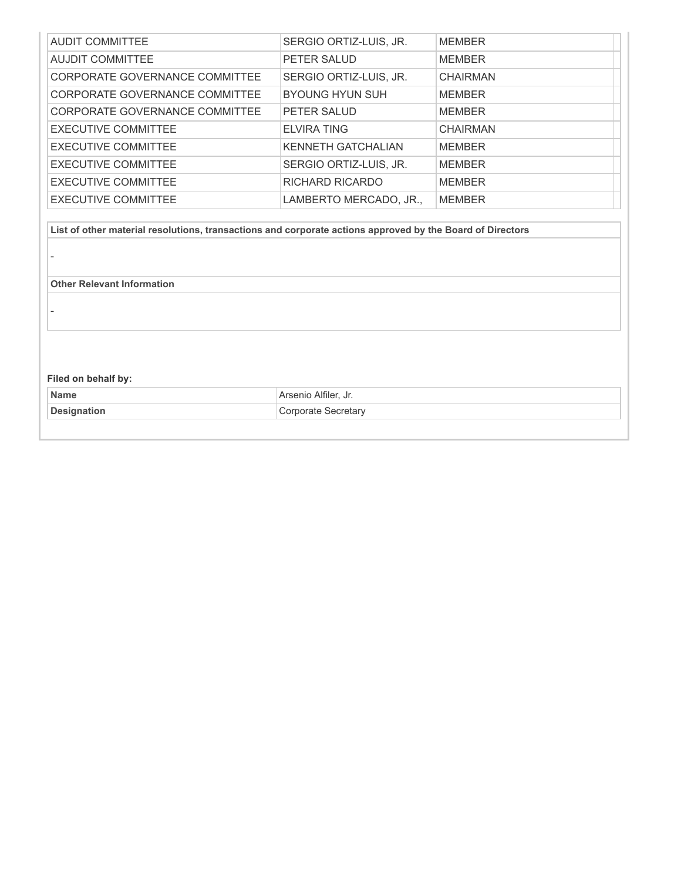| | | |
|---|---|---|
| AUDIT COMMITTEE | SERGIO ORTIZ-LUIS, JR. | MEMBER |
| AUJDIT COMMITTEE | PETER SALUD | MEMBER |
| CORPORATE GOVERNANCE COMMITTEE | SERGIO ORTIZ-LUIS, JR. | CHAIRMAN |
| CORPORATE GOVERNANCE COMMITTEE | BYOUNG HYUN SUH | MEMBER |
| CORPORATE GOVERNANCE COMMITTEE | PETER SALUD | MEMBER |
| EXECUTIVE COMMITTEE | ELVIRA TING | CHAIRMAN |
| EXECUTIVE COMMITTEE | KENNETH GATCHALIAN | MEMBER |
| EXECUTIVE COMMITTEE | SERGIO ORTIZ-LUIS, JR. | MEMBER |
| EXECUTIVE COMMITTEE | RICHARD RICARDO | MEMBER |
| EXECUTIVE COMMITTEE | LAMBERTO MERCADO, JR., | MEMBER |

**List of other material resolutions, transactions and corporate actions approved by the Board of Directors**

-

**Other Relevant Information**

-

**Filed on behalf by:**

| | |
|---|---|
| **Name** | Arsenio Alfiler, Jr. |
| **Designation** | Corporate Secretary |